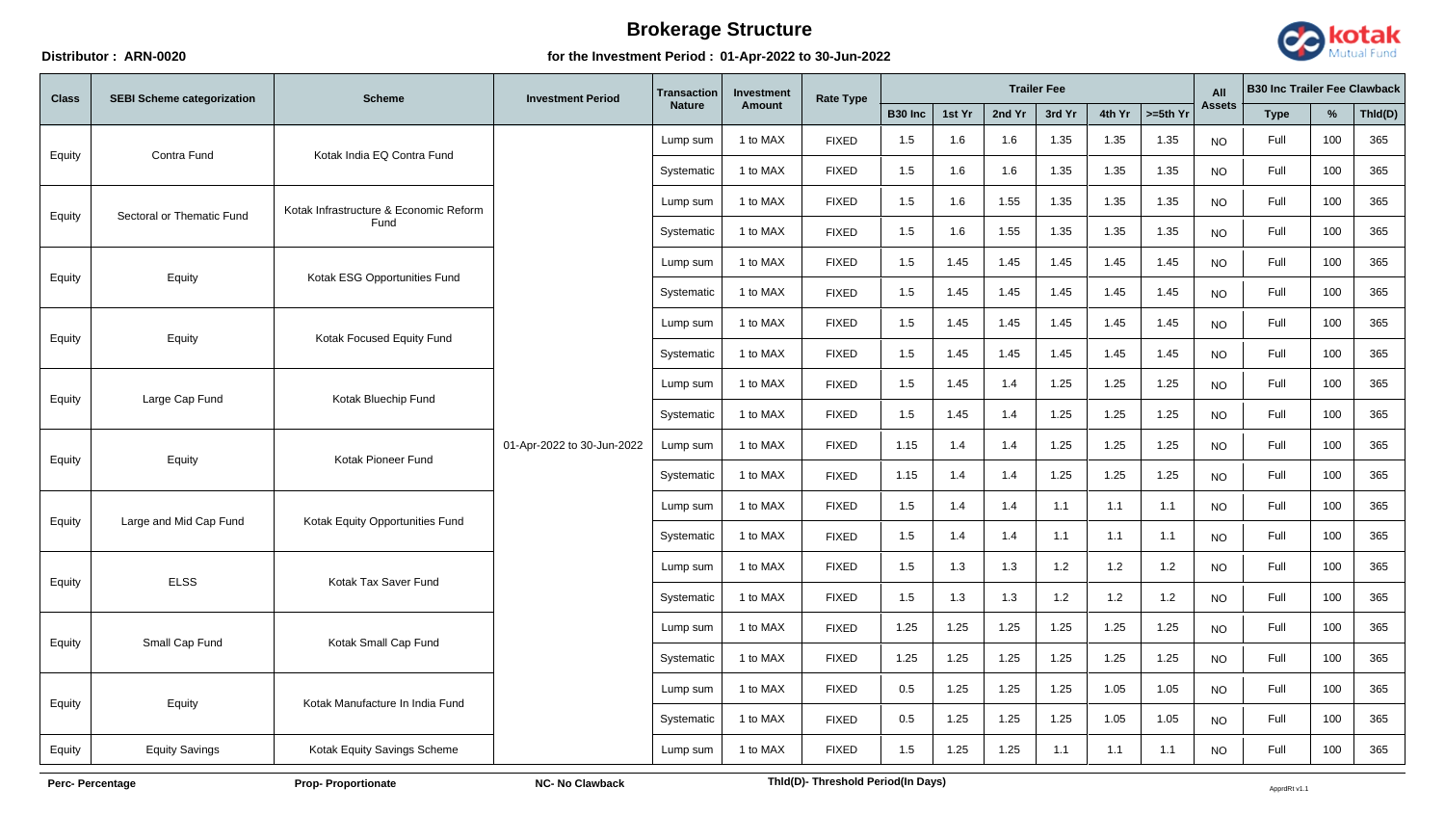# Brokerage Structure

**Distributor : ARN-0020**

**for the Investment Period : 01-Apr-2022 to 30-Jun-2022**

| Class | SEBI Scheme categorization | Scheme | Investment Period | Transaction Nature | Investment Amount | Rate Type | Trailer Fee | | | | | | All Assets | B30 Inc Trailer Fee Clawback | | |
|---|---|---|---|---|---|---|---|---|---|---|---|---|---|---|---|---|
| | | | | | | | B30 Inc | 1st Yr | 2nd Yr | 3rd Yr | 4th Yr | >=5th Yr | | Type | % | Thld(D) |
| Equity | Contra Fund | Kotak India EQ Contra Fund | 01-Apr-2022 to 30-Jun-2022 | Lump sum | 1 to MAX | FIXED | 1.5 | 1.6 | 1.6 | 1.35 | 1.35 | 1.35 | NO | Full | 100 | 365 |
| | | | | Systematic | 1 to MAX | FIXED | 1.5 | 1.6 | 1.6 | 1.35 | 1.35 | 1.35 | NO | Full | 100 | 365 |
| Equity | Sectoral or Thematic Fund | Kotak Infrastructure & Economic Reform Fund | | Lump sum | 1 to MAX | FIXED | 1.5 | 1.6 | 1.55 | 1.35 | 1.35 | 1.35 | NO | Full | 100 | 365 |
| | | | | Systematic | 1 to MAX | FIXED | 1.5 | 1.6 | 1.55 | 1.35 | 1.35 | 1.35 | NO | Full | 100 | 365 |
| Equity | Equity | Kotak ESG Opportunities Fund | | Lump sum | 1 to MAX | FIXED | 1.5 | 1.45 | 1.45 | 1.45 | 1.45 | 1.45 | NO | Full | 100 | 365 |
| | | | | Systematic | 1 to MAX | FIXED | 1.5 | 1.45 | 1.45 | 1.45 | 1.45 | 1.45 | NO | Full | 100 | 365 |
| Equity | Equity | Kotak Focused Equity Fund | | Lump sum | 1 to MAX | FIXED | 1.5 | 1.45 | 1.45 | 1.45 | 1.45 | 1.45 | NO | Full | 100 | 365 |
| | | | | Systematic | 1 to MAX | FIXED | 1.5 | 1.45 | 1.45 | 1.45 | 1.45 | 1.45 | NO | Full | 100 | 365 |
| Equity | Large Cap Fund | Kotak Bluechip Fund | | Lump sum | 1 to MAX | FIXED | 1.5 | 1.45 | 1.4 | 1.25 | 1.25 | 1.25 | NO | Full | 100 | 365 |
| | | | | Systematic | 1 to MAX | FIXED | 1.5 | 1.45 | 1.4 | 1.25 | 1.25 | 1.25 | NO | Full | 100 | 365 |
| Equity | Equity | Kotak Pioneer Fund | | Lump sum | 1 to MAX | FIXED | 1.15 | 1.4 | 1.4 | 1.25 | 1.25 | 1.25 | NO | Full | 100 | 365 |
| | | | | Systematic | 1 to MAX | FIXED | 1.15 | 1.4 | 1.4 | 1.25 | 1.25 | 1.25 | NO | Full | 100 | 365 |
| Equity | Large and Mid Cap Fund | Kotak Equity Opportunities Fund | | Lump sum | 1 to MAX | FIXED | 1.5 | 1.4 | 1.4 | 1.1 | 1.1 | 1.1 | NO | Full | 100 | 365 |
| | | | | Systematic | 1 to MAX | FIXED | 1.5 | 1.4 | 1.4 | 1.1 | 1.1 | 1.1 | NO | Full | 100 | 365 |
| Equity | ELSS | Kotak Tax Saver Fund | | Lump sum | 1 to MAX | FIXED | 1.5 | 1.3 | 1.3 | 1.2 | 1.2 | 1.2 | NO | Full | 100 | 365 |
| | | | | Systematic | 1 to MAX | FIXED | 1.5 | 1.3 | 1.3 | 1.2 | 1.2 | 1.2 | NO | Full | 100 | 365 |
| Equity | Small Cap Fund | Kotak Small Cap Fund | | Lump sum | 1 to MAX | FIXED | 1.25 | 1.25 | 1.25 | 1.25 | 1.25 | 1.25 | NO | Full | 100 | 365 |
| | | | | Systematic | 1 to MAX | FIXED | 1.25 | 1.25 | 1.25 | 1.25 | 1.25 | 1.25 | NO | Full | 100 | 365 |
| Equity | Equity | Kotak Manufacture In India Fund | | Lump sum | 1 to MAX | FIXED | 0.5 | 1.25 | 1.25 | 1.25 | 1.05 | 1.05 | NO | Full | 100 | 365 |
| | | | | Systematic | 1 to MAX | FIXED | 0.5 | 1.25 | 1.25 | 1.25 | 1.05 | 1.05 | NO | Full | 100 | 365 |
| Equity | Equity Savings | Kotak Equity Savings Scheme | | Lump sum | 1 to MAX | FIXED | 1.5 | 1.25 | 1.25 | 1.1 | 1.1 | 1.1 | NO | Full | 100 | 365 |

**Perc- Percentage** **Prop- Proportionate** **NC- No Clawback** **Thld(D)- Threshold Period(In Days)**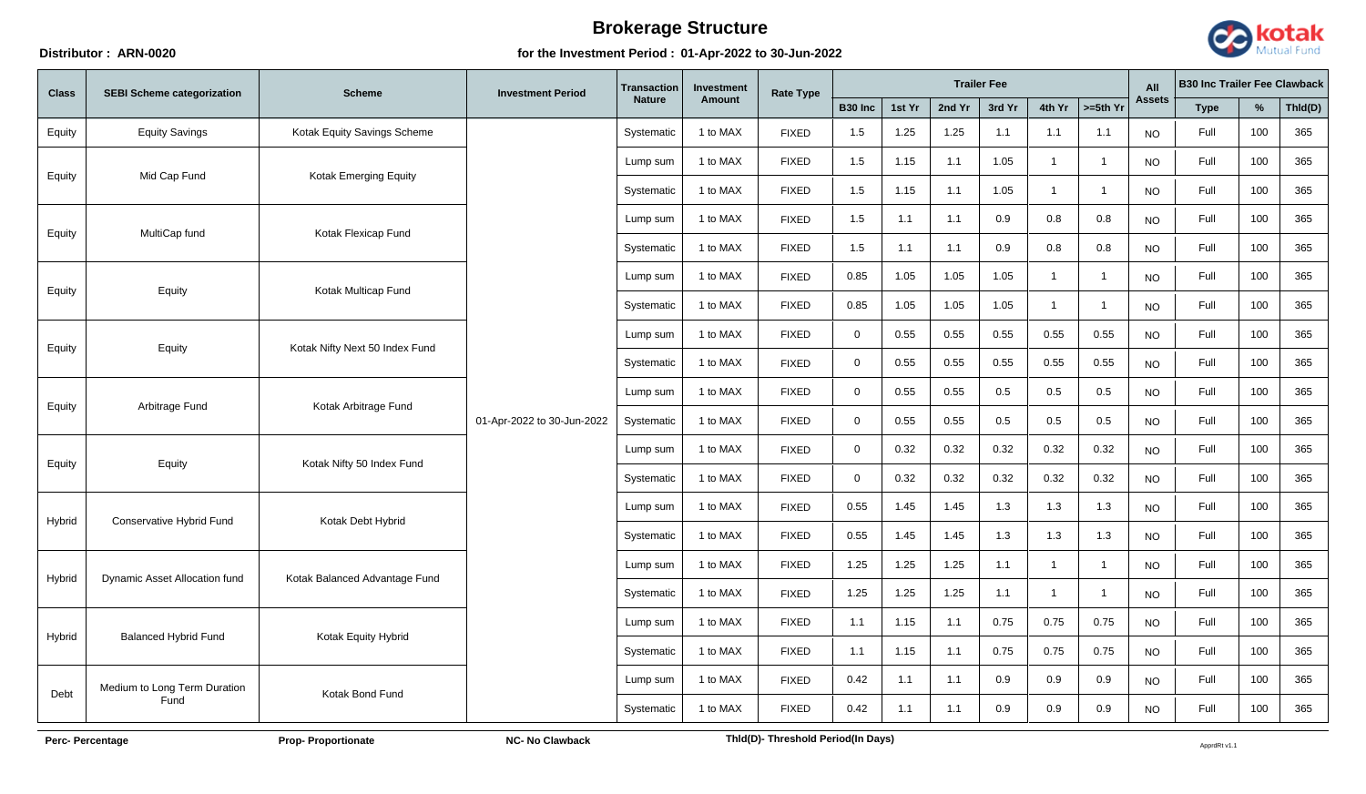# Brokerage Structure

**Distributor : ARN-0020**

**for the Investment Period : 01-Apr-2022 to 30-Jun-2022**

| Class | SEBI Scheme categorization | Scheme | Investment Period | Transaction Nature | Investment Amount | Rate Type | Trailer Fee | | | | | | | All Assets | B30 Inc Trailer Fee Clawback | | |
|---|---|---|---|---|---|---|---|---|---|---|---|---|---|---|---|---|---|
| | | | | | | | B30 Inc | 1st Yr | 2nd Yr | 3rd Yr | 4th Yr | >=5th Yr | | | Type | % | Thld(D) |
| Equity | Equity Savings | Kotak Equity Savings Scheme | 01-Apr-2022 to 30-Jun-2022 | Systematic | 1 to MAX | FIXED | 1.5 | 1.25 | 1.25 | 1.1 | 1.1 | 1.1 | | NO | Full | 100 | 365 |
| Equity | Mid Cap Fund | Kotak Emerging Equity | 01-Apr-2022 to 30-Jun-2022 | Lump sum | 1 to MAX | FIXED | 1.5 | 1.15 | 1.1 | 1.05 | 1 | 1 | | NO | Full | 100 | 365 |
| Equity | Mid Cap Fund | Kotak Emerging Equity | 01-Apr-2022 to 30-Jun-2022 | Systematic | 1 to MAX | FIXED | 1.5 | 1.15 | 1.1 | 1.05 | 1 | 1 | | NO | Full | 100 | 365 |
| Equity | MultiCap fund | Kotak Flexicap Fund | 01-Apr-2022 to 30-Jun-2022 | Lump sum | 1 to MAX | FIXED | 1.5 | 1.1 | 1.1 | 0.9 | 0.8 | 0.8 | | NO | Full | 100 | 365 |
| Equity | MultiCap fund | Kotak Flexicap Fund | 01-Apr-2022 to 30-Jun-2022 | Systematic | 1 to MAX | FIXED | 1.5 | 1.1 | 1.1 | 0.9 | 0.8 | 0.8 | | NO | Full | 100 | 365 |
| Equity | Equity | Kotak Multicap Fund | 01-Apr-2022 to 30-Jun-2022 | Lump sum | 1 to MAX | FIXED | 0.85 | 1.05 | 1.05 | 1.05 | 1 | 1 | | NO | Full | 100 | 365 |
| Equity | Equity | Kotak Multicap Fund | 01-Apr-2022 to 30-Jun-2022 | Systematic | 1 to MAX | FIXED | 0.85 | 1.05 | 1.05 | 1.05 | 1 | 1 | | NO | Full | 100 | 365 |
| Equity | Equity | Kotak Nifty Next 50 Index Fund | 01-Apr-2022 to 30-Jun-2022 | Lump sum | 1 to MAX | FIXED | 0 | 0.55 | 0.55 | 0.55 | 0.55 | 0.55 | | NO | Full | 100 | 365 |
| Equity | Equity | Kotak Nifty Next 50 Index Fund | 01-Apr-2022 to 30-Jun-2022 | Systematic | 1 to MAX | FIXED | 0 | 0.55 | 0.55 | 0.55 | 0.55 | 0.55 | | NO | Full | 100 | 365 |
| Equity | Arbitrage Fund | Kotak Arbitrage Fund | 01-Apr-2022 to 30-Jun-2022 | Lump sum | 1 to MAX | FIXED | 0 | 0.55 | 0.55 | 0.5 | 0.5 | 0.5 | | NO | Full | 100 | 365 |
| Equity | Arbitrage Fund | Kotak Arbitrage Fund | 01-Apr-2022 to 30-Jun-2022 | Systematic | 1 to MAX | FIXED | 0 | 0.55 | 0.55 | 0.5 | 0.5 | 0.5 | | NO | Full | 100 | 365 |
| Equity | Equity | Kotak Nifty 50 Index Fund | 01-Apr-2022 to 30-Jun-2022 | Lump sum | 1 to MAX | FIXED | 0 | 0.32 | 0.32 | 0.32 | 0.32 | 0.32 | | NO | Full | 100 | 365 |
| Equity | Equity | Kotak Nifty 50 Index Fund | 01-Apr-2022 to 30-Jun-2022 | Systematic | 1 to MAX | FIXED | 0 | 0.32 | 0.32 | 0.32 | 0.32 | 0.32 | | NO | Full | 100 | 365 |
| Hybrid | Conservative Hybrid Fund | Kotak Debt Hybrid | 01-Apr-2022 to 30-Jun-2022 | Lump sum | 1 to MAX | FIXED | 0.55 | 1.45 | 1.45 | 1.3 | 1.3 | 1.3 | | NO | Full | 100 | 365 |
| Hybrid | Conservative Hybrid Fund | Kotak Debt Hybrid | 01-Apr-2022 to 30-Jun-2022 | Systematic | 1 to MAX | FIXED | 0.55 | 1.45 | 1.45 | 1.3 | 1.3 | 1.3 | | NO | Full | 100 | 365 |
| Hybrid | Dynamic Asset Allocation fund | Kotak Balanced Advantage Fund | 01-Apr-2022 to 30-Jun-2022 | Lump sum | 1 to MAX | FIXED | 1.25 | 1.25 | 1.25 | 1.1 | 1 | 1 | | NO | Full | 100 | 365 |
| Hybrid | Dynamic Asset Allocation fund | Kotak Balanced Advantage Fund | 01-Apr-2022 to 30-Jun-2022 | Systematic | 1 to MAX | FIXED | 1.25 | 1.25 | 1.25 | 1.1 | 1 | 1 | | NO | Full | 100 | 365 |
| Hybrid | Balanced Hybrid Fund | Kotak Equity Hybrid | 01-Apr-2022 to 30-Jun-2022 | Lump sum | 1 to MAX | FIXED | 1.1 | 1.15 | 1.1 | 0.75 | 0.75 | 0.75 | | NO | Full | 100 | 365 |
| Hybrid | Balanced Hybrid Fund | Kotak Equity Hybrid | 01-Apr-2022 to 30-Jun-2022 | Systematic | 1 to MAX | FIXED | 1.1 | 1.15 | 1.1 | 0.75 | 0.75 | 0.75 | | NO | Full | 100 | 365 |
| Debt | Medium to Long Term Duration Fund | Kotak Bond Fund | 01-Apr-2022 to 30-Jun-2022 | Lump sum | 1 to MAX | FIXED | 0.42 | 1.1 | 1.1 | 0.9 | 0.9 | 0.9 | | NO | Full | 100 | 365 |
| Debt | Medium to Long Term Duration Fund | Kotak Bond Fund | 01-Apr-2022 to 30-Jun-2022 | Systematic | 1 to MAX | FIXED | 0.42 | 1.1 | 1.1 | 0.9 | 0.9 | 0.9 | | NO | Full | 100 | 365 |

**Perc- Percentage** **Prop- Proportionate** **NC- No Clawback** **Thld(D)- Threshold Period(In Days)**

ApprdRt v1.1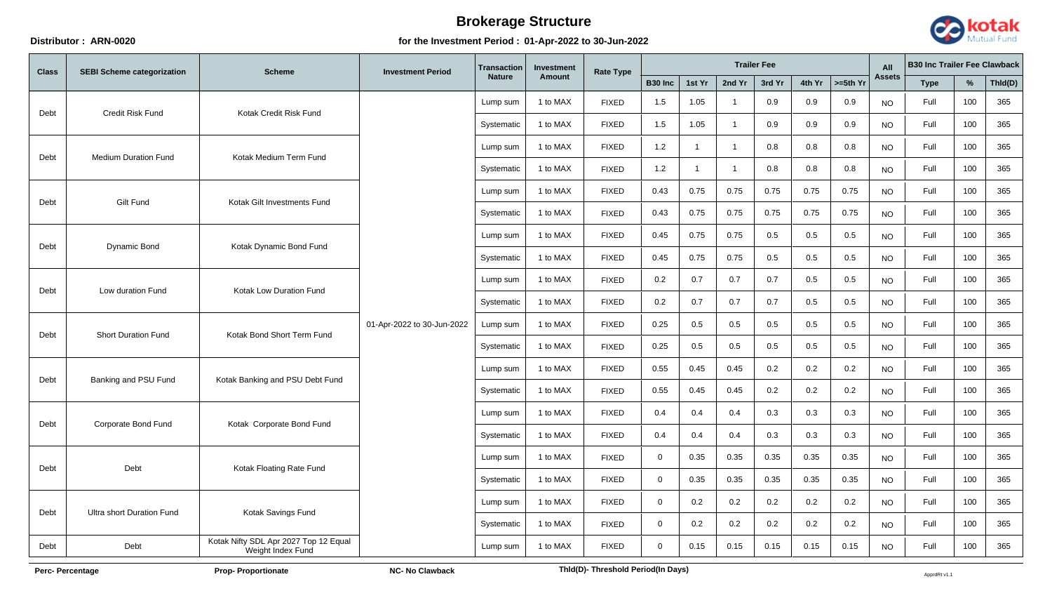# Brokerage Structure

**Distributor : ARN-0020**

**for the Investment Period : 01-Apr-2022 to 30-Jun-2022**

| Class | SEBI Scheme categorization | Scheme | Investment Period | Transaction Nature | Investment Amount | Rate Type | Trailer Fee | | | | | | All Assets | B30 Inc Trailer Fee Clawback | | |
|---|---|---|---|---|---|---|---|---|---|---|---|---|---|---|---|---|
| | | | | | | | B30 Inc | 1st Yr | 2nd Yr | 3rd Yr | 4th Yr | >=5th Yr | | Type | % | Thld(D) |
| Debt | Credit Risk Fund | Kotak Credit Risk Fund | 01-Apr-2022 to 30-Jun-2022 | Lump sum | 1 to MAX | FIXED | 1.5 | 1.05 | 1 | 0.9 | 0.9 | 0.9 | NO | Full | 100 | 365 |
| | | | | Systematic | 1 to MAX | FIXED | 1.5 | 1.05 | 1 | 0.9 | 0.9 | 0.9 | NO | Full | 100 | 365 |
| Debt | Medium Duration Fund | Kotak Medium Term Fund | | Lump sum | 1 to MAX | FIXED | 1.2 | 1 | 1 | 0.8 | 0.8 | 0.8 | NO | Full | 100 | 365 |
| | | | | Systematic | 1 to MAX | FIXED | 1.2 | 1 | 1 | 0.8 | 0.8 | 0.8 | NO | Full | 100 | 365 |
| Debt | Gilt Fund | Kotak Gilt Investments Fund | | Lump sum | 1 to MAX | FIXED | 0.43 | 0.75 | 0.75 | 0.75 | 0.75 | 0.75 | NO | Full | 100 | 365 |
| | | | | Systematic | 1 to MAX | FIXED | 0.43 | 0.75 | 0.75 | 0.75 | 0.75 | 0.75 | NO | Full | 100 | 365 |
| Debt | Dynamic Bond | Kotak Dynamic Bond Fund | | Lump sum | 1 to MAX | FIXED | 0.45 | 0.75 | 0.75 | 0.5 | 0.5 | 0.5 | NO | Full | 100 | 365 |
| | | | | Systematic | 1 to MAX | FIXED | 0.45 | 0.75 | 0.75 | 0.5 | 0.5 | 0.5 | NO | Full | 100 | 365 |
| Debt | Low duration Fund | Kotak Low Duration Fund | | Lump sum | 1 to MAX | FIXED | 0.2 | 0.7 | 0.7 | 0.7 | 0.5 | 0.5 | NO | Full | 100 | 365 |
| | | | | Systematic | 1 to MAX | FIXED | 0.2 | 0.7 | 0.7 | 0.7 | 0.5 | 0.5 | NO | Full | 100 | 365 |
| Debt | Short Duration Fund | Kotak Bond Short Term Fund | | Lump sum | 1 to MAX | FIXED | 0.25 | 0.5 | 0.5 | 0.5 | 0.5 | 0.5 | NO | Full | 100 | 365 |
| | | | | Systematic | 1 to MAX | FIXED | 0.25 | 0.5 | 0.5 | 0.5 | 0.5 | 0.5 | NO | Full | 100 | 365 |
| Debt | Banking and PSU Fund | Kotak Banking and PSU Debt Fund | | Lump sum | 1 to MAX | FIXED | 0.55 | 0.45 | 0.45 | 0.2 | 0.2 | 0.2 | NO | Full | 100 | 365 |
| | | | | Systematic | 1 to MAX | FIXED | 0.55 | 0.45 | 0.45 | 0.2 | 0.2 | 0.2 | NO | Full | 100 | 365 |
| Debt | Corporate Bond Fund | Kotak Corporate Bond Fund | | Lump sum | 1 to MAX | FIXED | 0.4 | 0.4 | 0.4 | 0.3 | 0.3 | 0.3 | NO | Full | 100 | 365 |
| | | | | Systematic | 1 to MAX | FIXED | 0.4 | 0.4 | 0.4 | 0.3 | 0.3 | 0.3 | NO | Full | 100 | 365 |
| Debt | Debt | Kotak Floating Rate Fund | | Lump sum | 1 to MAX | FIXED | 0 | 0.35 | 0.35 | 0.35 | 0.35 | 0.35 | NO | Full | 100 | 365 |
| | | | | Systematic | 1 to MAX | FIXED | 0 | 0.35 | 0.35 | 0.35 | 0.35 | 0.35 | NO | Full | 100 | 365 |
| Debt | Ultra short Duration Fund | Kotak Savings Fund | | Lump sum | 1 to MAX | FIXED | 0 | 0.2 | 0.2 | 0.2 | 0.2 | 0.2 | NO | Full | 100 | 365 |
| | | | | Systematic | 1 to MAX | FIXED | 0 | 0.2 | 0.2 | 0.2 | 0.2 | 0.2 | NO | Full | 100 | 365 |
| Debt | Debt | Kotak Nifty SDL Apr 2027 Top 12 Equal Weight Index Fund | | Lump sum | 1 to MAX | FIXED | 0 | 0.15 | 0.15 | 0.15 | 0.15 | 0.15 | NO | Full | 100 | 365 |

**Perc- Percentage** **Prop- Proportionate** **NC- No Clawback** **Thld(D)- Threshold Period(In Days)**

ApprdRt v1.1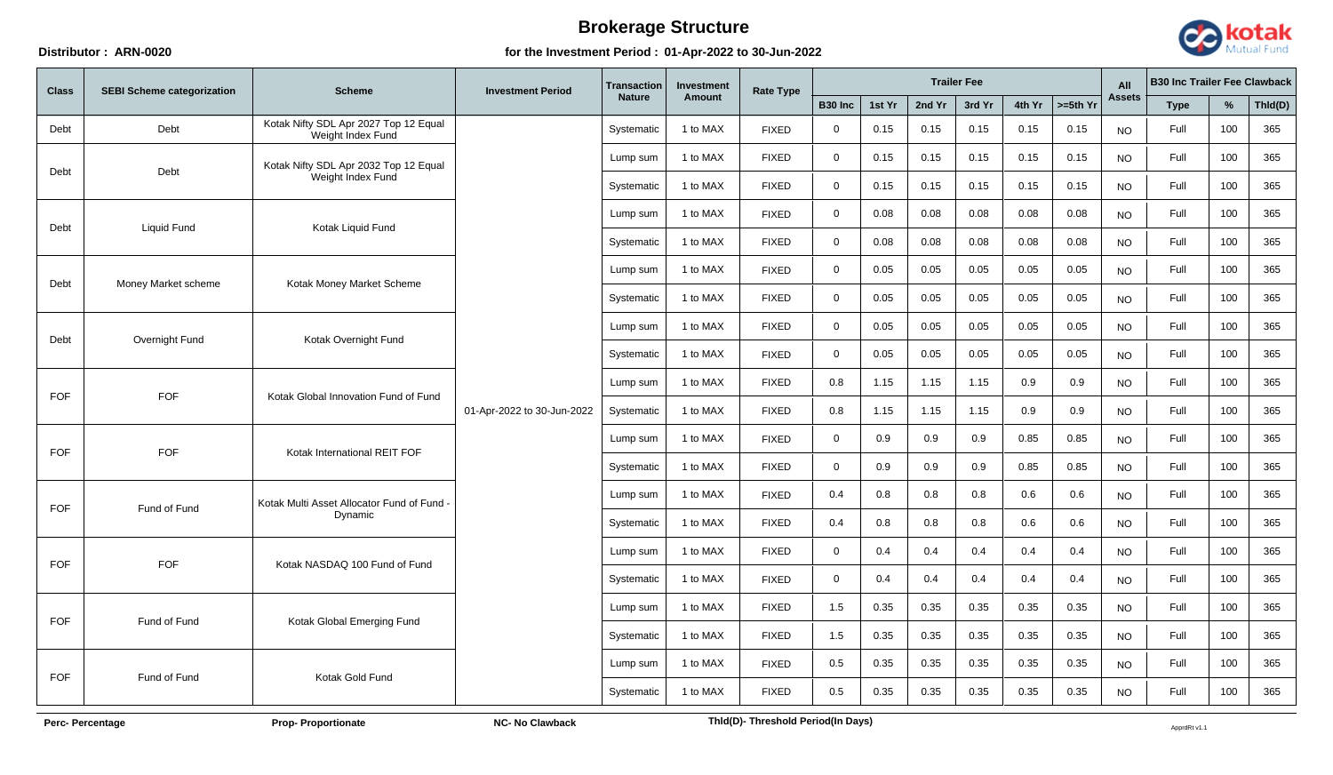# Brokerage Structure

**Distributor : ARN-0020**

**for the Investment Period : 01-Apr-2022 to 30-Jun-2022**

| Class | SEBI Scheme categorization | Scheme | Investment Period | Transaction Nature | Investment Amount | Rate Type | Trailer Fee | | | | | | All Assets | B30 Inc Trailer Fee Clawback | | |
|---|---|---|---|---|---|---|---|---|---|---|---|---|---|---|---|---|
| | | | | | | | B30 Inc | 1st Yr | 2nd Yr | 3rd Yr | 4th Yr | >=5th Yr | | Type | % | Thld(D) |
| Debt | Debt | Kotak Nifty SDL Apr 2027 Top 12 Equal Weight Index Fund | 01-Apr-2022 to 30-Jun-2022 | Systematic | 1 to MAX | FIXED | 0 | 0.15 | 0.15 | 0.15 | 0.15 | 0.15 | NO | Full | 100 | 365 |
| Debt | Debt | Kotak Nifty SDL Apr 2032 Top 12 Equal Weight Index Fund | 01-Apr-2022 to 30-Jun-2022 | Lump sum | 1 to MAX | FIXED | 0 | 0.15 | 0.15 | 0.15 | 0.15 | 0.15 | NO | Full | 100 | 365 |
| Debt | Debt | Kotak Nifty SDL Apr 2032 Top 12 Equal Weight Index Fund | 01-Apr-2022 to 30-Jun-2022 | Systematic | 1 to MAX | FIXED | 0 | 0.15 | 0.15 | 0.15 | 0.15 | 0.15 | NO | Full | 100 | 365 |
| Debt | Liquid Fund | Kotak Liquid Fund | 01-Apr-2022 to 30-Jun-2022 | Lump sum | 1 to MAX | FIXED | 0 | 0.08 | 0.08 | 0.08 | 0.08 | 0.08 | NO | Full | 100 | 365 |
| Debt | Liquid Fund | Kotak Liquid Fund | 01-Apr-2022 to 30-Jun-2022 | Systematic | 1 to MAX | FIXED | 0 | 0.08 | 0.08 | 0.08 | 0.08 | 0.08 | NO | Full | 100 | 365 |
| Debt | Money Market scheme | Kotak Money Market Scheme | 01-Apr-2022 to 30-Jun-2022 | Lump sum | 1 to MAX | FIXED | 0 | 0.05 | 0.05 | 0.05 | 0.05 | 0.05 | NO | Full | 100 | 365 |
| Debt | Money Market scheme | Kotak Money Market Scheme | 01-Apr-2022 to 30-Jun-2022 | Systematic | 1 to MAX | FIXED | 0 | 0.05 | 0.05 | 0.05 | 0.05 | 0.05 | NO | Full | 100 | 365 |
| Debt | Overnight Fund | Kotak Overnight Fund | 01-Apr-2022 to 30-Jun-2022 | Lump sum | 1 to MAX | FIXED | 0 | 0.05 | 0.05 | 0.05 | 0.05 | 0.05 | NO | Full | 100 | 365 |
| Debt | Overnight Fund | Kotak Overnight Fund | 01-Apr-2022 to 30-Jun-2022 | Systematic | 1 to MAX | FIXED | 0 | 0.05 | 0.05 | 0.05 | 0.05 | 0.05 | NO | Full | 100 | 365 |
| FOF | FOF | Kotak Global Innovation Fund of Fund | 01-Apr-2022 to 30-Jun-2022 | Lump sum | 1 to MAX | FIXED | 0.8 | 1.15 | 1.15 | 1.15 | 0.9 | 0.9 | NO | Full | 100 | 365 |
| FOF | FOF | Kotak Global Innovation Fund of Fund | 01-Apr-2022 to 30-Jun-2022 | Systematic | 1 to MAX | FIXED | 0.8 | 1.15 | 1.15 | 1.15 | 0.9 | 0.9 | NO | Full | 100 | 365 |
| FOF | FOF | Kotak International REIT FOF | 01-Apr-2022 to 30-Jun-2022 | Lump sum | 1 to MAX | FIXED | 0 | 0.9 | 0.9 | 0.9 | 0.85 | 0.85 | NO | Full | 100 | 365 |
| FOF | FOF | Kotak International REIT FOF | 01-Apr-2022 to 30-Jun-2022 | Systematic | 1 to MAX | FIXED | 0 | 0.9 | 0.9 | 0.9 | 0.85 | 0.85 | NO | Full | 100 | 365 |
| FOF | Fund of Fund | Kotak Multi Asset Allocator Fund of Fund - Dynamic | 01-Apr-2022 to 30-Jun-2022 | Lump sum | 1 to MAX | FIXED | 0.4 | 0.8 | 0.8 | 0.8 | 0.6 | 0.6 | NO | Full | 100 | 365 |
| FOF | Fund of Fund | Kotak Multi Asset Allocator Fund of Fund - Dynamic | 01-Apr-2022 to 30-Jun-2022 | Systematic | 1 to MAX | FIXED | 0.4 | 0.8 | 0.8 | 0.8 | 0.6 | 0.6 | NO | Full | 100 | 365 |
| FOF | FOF | Kotak NASDAQ 100 Fund of Fund | 01-Apr-2022 to 30-Jun-2022 | Lump sum | 1 to MAX | FIXED | 0 | 0.4 | 0.4 | 0.4 | 0.4 | 0.4 | NO | Full | 100 | 365 |
| FOF | FOF | Kotak NASDAQ 100 Fund of Fund | 01-Apr-2022 to 30-Jun-2022 | Systematic | 1 to MAX | FIXED | 0 | 0.4 | 0.4 | 0.4 | 0.4 | 0.4 | NO | Full | 100 | 365 |
| FOF | Fund of Fund | Kotak Global Emerging Fund | 01-Apr-2022 to 30-Jun-2022 | Lump sum | 1 to MAX | FIXED | 1.5 | 0.35 | 0.35 | 0.35 | 0.35 | 0.35 | NO | Full | 100 | 365 |
| FOF | Fund of Fund | Kotak Global Emerging Fund | 01-Apr-2022 to 30-Jun-2022 | Systematic | 1 to MAX | FIXED | 1.5 | 0.35 | 0.35 | 0.35 | 0.35 | 0.35 | NO | Full | 100 | 365 |
| FOF | Fund of Fund | Kotak Gold Fund | 01-Apr-2022 to 30-Jun-2022 | Lump sum | 1 to MAX | FIXED | 0.5 | 0.35 | 0.35 | 0.35 | 0.35 | 0.35 | NO | Full | 100 | 365 |
| FOF | Fund of Fund | Kotak Gold Fund | 01-Apr-2022 to 30-Jun-2022 | Systematic | 1 to MAX | FIXED | 0.5 | 0.35 | 0.35 | 0.35 | 0.35 | 0.35 | NO | Full | 100 | 365 |

**Perc- Percentage** **Prop- Proportionate** **NC- No Clawback** **Thld(D)- Threshold Period(In Days)**

ApprdRt v1.1